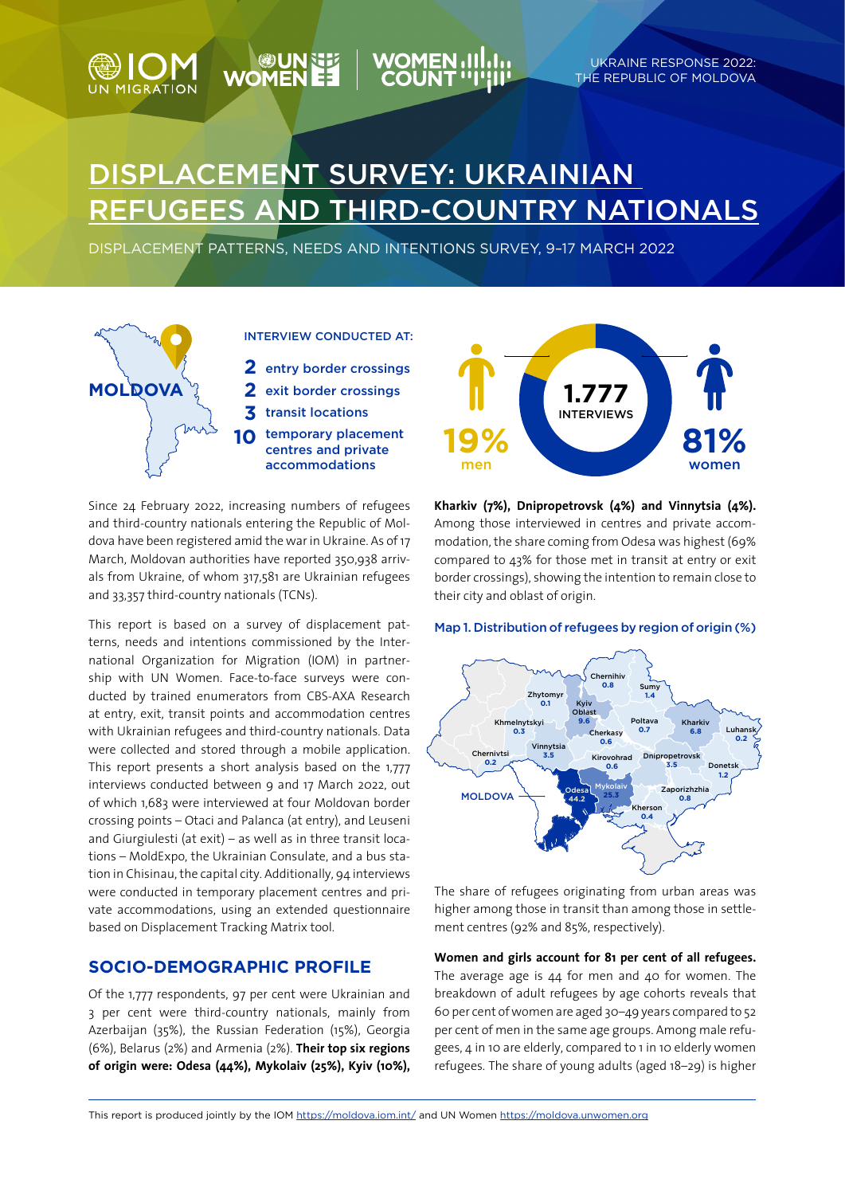UKRAINE RESPONSE 2022: THE REPUBLIC OF MOLDOVA

# DISPLACEMENT SURVEY: UKRAINIAN REFUGEES AND THIRD-COUNTRY NATIONALS

DISPLACEMENT PATTERNS, NEEDS AND INTENTIONS SURVEY, 9–17 MARCH 2022

MOLDOVA

INTERVIEW CONDUCTED AT:

- **2** entry border crossings
- **2** exit border crossings
- **3** transit locations
- **10** temporary placement centres and private accommodations

**1.777** INTERVIEWS

**19%** men

**81%** women

Since 24 February 2022, increasing numbers of refugees and third-country nationals entering the Republic of Moldova have been registered amid the war in Ukraine. As of 17 March, Moldovan authorities have reported 350,938 arrivals from Ukraine, of whom 317,581 are Ukrainian refugees and 33,357 third-country nationals (TCNs).

This report is based on a survey of displacement patterns, needs and intentions commissioned by the International Organization for Migration (IOM) in partnership with UN Women. Face-to-face surveys were conducted by trained enumerators from CBS-AXA Research at entry, exit, transit points and accommodation centres with Ukrainian refugees and third-country nationals. Data were collected and stored through a mobile application. This report presents a short analysis based on the 1,777 interviews conducted between 9 and 17 March 2022, out of which 1,683 were interviewed at four Moldovan border crossing points – Otaci and Palanca (at entry), and Leuseni and Giurgiulesti (at exit) – as well as in three transit locations – MoldExpo, the Ukrainian Consulate, and a bus station in Chisinau, the capital city. Additionally, 94 interviews were conducted in temporary placement centres and private accommodations, using an extended questionnaire based on Displacement Tracking Matrix tool.

## SOCIO-DEMOGRAPHIC PROFILE

Of the 1,777 respondents, 97 per cent were Ukrainian and 3 per cent were third-country nationals, mainly from Azerbaijan (35%), the Russian Federation (15%), Georgia (6%), Belarus (2%) and Armenia (2%). **Their top six regions of origin were: Odesa (44%), Mykolaiv (25%), Kyiv (10%), Kharkiv (7%), Dnipropetrovsk (4%) and Vinnytsia (4%).** Among those interviewed in centres and private accommodation, the share coming from Odesa was highest (69% compared to 43% for those met in transit at entry or exit border crossings), showing the intention to remain close to their city and oblast of origin.

**Map 1. Distribution of refugees by region of origin (%)**

| Region | % |
|---|---|
| Odesa | 44.2 |
| Mykolaiv | 25.3 |
| Kyiv Oblast | 9.6 |
| Kharkiv | 6.8 |
| Vinnytsia | 3.5 |
| Dnipropetrovsk | 3.5 |
| Sumy | 1.4 |
| Donetsk | 1.2 |
| Chernihiv | 0.8 |
| Zaporizhzhia | 0.8 |
| Poltava | 0.7 |
| Cherkasy | 0.6 |
| Kirovohrad | 0.6 |
| Kherson | 0.4 |
| Khmelnytskyi | 0.3 |
| Chernivtsi | 0.2 |
| Luhansk | 0.2 |
| Zhytomyr | 0.1 |

The share of refugees originating from urban areas was higher among those in transit than among those in settlement centres (92% and 85%, respectively).

**Women and girls account for 81 per cent of all refugees.** The average age is 44 for men and 40 for women. The breakdown of adult refugees by age cohorts reveals that 60 per cent of women are aged 30–49 years compared to 52 per cent of men in the same age groups. Among male refugees, 4 in 10 are elderly, compared to 1 in 10 elderly women refugees. The share of young adults (aged 18–29) is higher

This report is produced jointly by the IOM https://moldova.iom.int/ and UN Women https://moldova.unwomen.org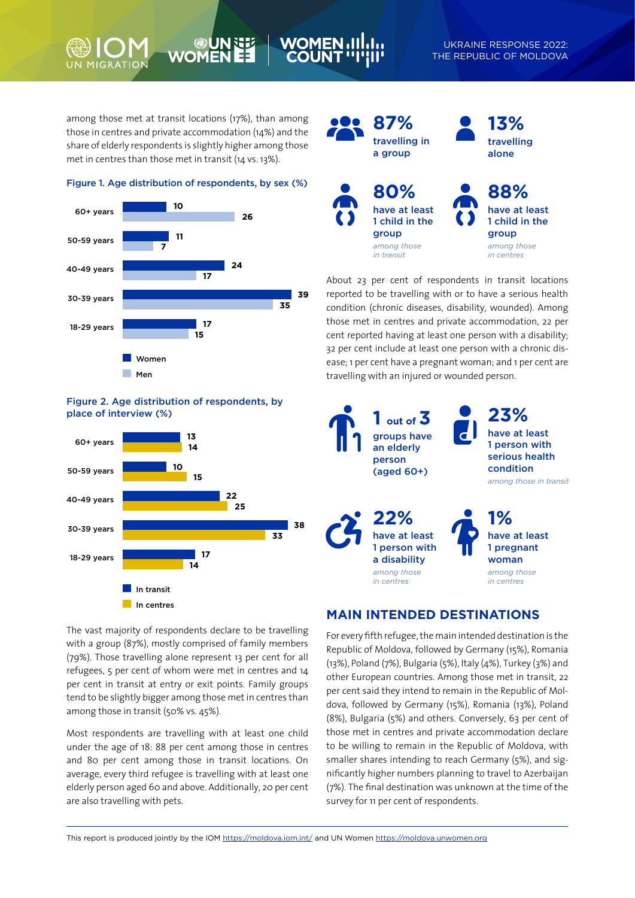among those met at transit locations (17%), than among those in centres and private accommodation (14%) and the share of elderly respondents is slightly higher among those met in centres than those met in transit (14 vs. 13%).

**Figure 1. Age distribution of respondents, by sex (%)**

| Age | Women | Men |
|---|---|---|
| 60+ years | 10 | 26 |
| 50-59 years | 11 | 7 |
| 40-49 years | 24 | 17 |
| 30-39 years | 39 | 35 |
| 18-29 years | 17 | 15 |

**Figure 2. Age distribution of respondents, by place of interview (%)**

| Age | In transit | In centres |
|---|---|---|
| 60+ years | 13 | 14 |
| 50-59 years | 10 | 15 |
| 40-49 years | 22 | 25 |
| 30-39 years | 38 | 33 |
| 18-29 years | 17 | 14 |

The vast majority of respondents declare to be travelling with a group (87%), mostly comprised of family members (79%). Those travelling alone represent 13 per cent for all refugees, 5 per cent of whom were met in centres and 14 per cent in transit at entry or exit points. Family groups tend to be slightly bigger among those met in centres than among those in transit (50% vs. 45%).

Most respondents are travelling with at least one child under the age of 18: 88 per cent among those in centres and 80 per cent among those in transit locations. On average, every third refugee is travelling with at least one elderly person aged 60 and above. Additionally, 20 per cent are also travelling with pets.

**87%** travelling in a group

**13%** travelling alone

**80%** have at least 1 child in the group *among those in transit*

**88%** have at least 1 child in the group *among those in centres*

About 23 per cent of respondents in transit locations reported to be travelling with or to have a serious health condition (chronic diseases, disability, wounded). Among those met in centres and private accommodation, 22 per cent reported having at least one person with a disability; 32 per cent include at least one person with a chronic disease; 1 per cent have a pregnant woman; and 1 per cent are travelling with an injured or wounded person.

**1 out of 3** groups have an elderly person (aged 60+)

**23%** have at least 1 person with serious health condition *among those in transit*

**22%** have at least 1 person with a disability *among those in centres*

**1%** have at least 1 pregnant woman *among those in centres*

## MAIN INTENDED DESTINATIONS

For every fifth refugee, the main intended destination is the Republic of Moldova, followed by Germany (15%), Romania (13%), Poland (7%), Bulgaria (5%), Italy (4%), Turkey (3%) and other European countries. Among those met in transit, 22 per cent said they intend to remain in the Republic of Moldova, followed by Germany (15%), Romania (13%), Poland (8%), Bulgaria (5%) and others. Conversely, 63 per cent of those met in centres and private accommodation declare to be willing to remain in the Republic of Moldova, with smaller shares intending to reach Germany (5%), and significantly higher numbers planning to travel to Azerbaijan (7%). The final destination was unknown at the time of the survey for 11 per cent of respondents.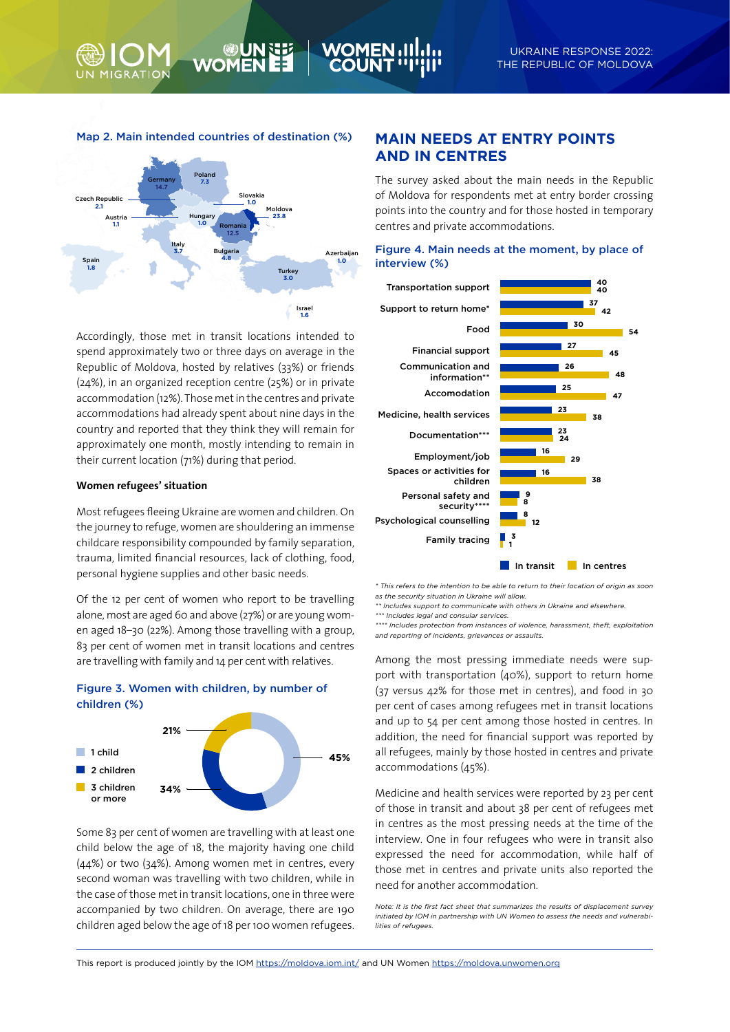### Map 2. Main intended countries of destination (%)

Germany 14.7
Poland 7.3
Czech Republic 2.1
Slovakia 1.0
Austria 1.1
Moldova 23.8
Hungary 1.0
Romania 12.5
Italy 3.7
Bulgaria 4.8
Spain 1.8
Azerbaijan 1.0
Turkey 3.0
Israel 1.6

Accordingly, those met in transit locations intended to spend approximately two or three days on average in the Republic of Moldova, hosted by relatives (33%) or friends (24%), in an organized reception centre (25%) or in private accommodation (12%). Those met in the centres and private accommodations had already spent about nine days in the country and reported that they think they will remain for approximately one month, mostly intending to remain in their current location (71%) during that period.

**Women refugees' situation**

Most refugees fleeing Ukraine are women and children. On the journey to refuge, women are shouldering an immense childcare responsibility compounded by family separation, trauma, limited financial resources, lack of clothing, food, personal hygiene supplies and other basic needs.

Of the 12 per cent of women who report to be travelling alone, most are aged 60 and above (27%) or are young women aged 18–30 (22%). Among those travelling with a group, 83 per cent of women met in transit locations and centres are travelling with family and 14 per cent with relatives.

### Figure 3. Women with children, by number of children (%)

1 child
2 children
3 children or more

45%
34%
21%

Some 83 per cent of women are travelling with at least one child below the age of 18, the majority having one child (44%) or two (34%). Among women met in centres, every second woman was travelling with two children, while in the case of those met in transit locations, one in three were accompanied by two children. On average, there are 190 children aged below the age of 18 per 100 women refugees.

## MAIN NEEDS AT ENTRY POINTS AND IN CENTRES

The survey asked about the main needs in the Republic of Moldova for respondents met at entry border crossing points into the country and for those hosted in temporary centres and private accommodations.

### Figure 4. Main needs at the moment, by place of interview (%)

Transportation support 40 40
Support to return home* 37 42
Food 30 54
Financial support 27 45
Communication and information** 26 48
Accomodation 25 47
Medicine, health services 23 38
Documentation*** 23 24
Employment/job 16 29
Spaces or activities for children 16 38
Personal safety and security**** 9 8
Psychological counselling 8 12
Family tracing 3 1

In transit
In centres

*\* This refers to the intention to be able to return to their location of origin as soon as the security situation in Ukraine will allow.*
*\*\* Includes support to communicate with others in Ukraine and elsewhere.*
*\*\*\* Includes legal and consular services.*
*\*\*\*\* Includes protection from instances of violence, harassment, theft, exploitation and reporting of incidents, grievances or assaults.*

Among the most pressing immediate needs were support with transportation (40%), support to return home (37 versus 42% for those met in centres), and food in 30 per cent of cases among refugees met in transit locations and up to 54 per cent among those hosted in centres. In addition, the need for financial support was reported by all refugees, mainly by those hosted in centres and private accommodations (45%).

Medicine and health services were reported by 23 per cent of those in transit and about 38 per cent of refugees met in centres as the most pressing needs at the time of the interview. One in four refugees who were in transit also expressed the need for accommodation, while half of those met in centres and private units also reported the need for another accommodation.

*Note: It is the first fact sheet that summarizes the results of displacement survey initiated by IOM in partnership with UN Women to assess the needs and vulnerabilities of refugees.*

This report is produced jointly by the IOM https://moldova.iom.int/ and UN Women https://moldova.unwomen.org